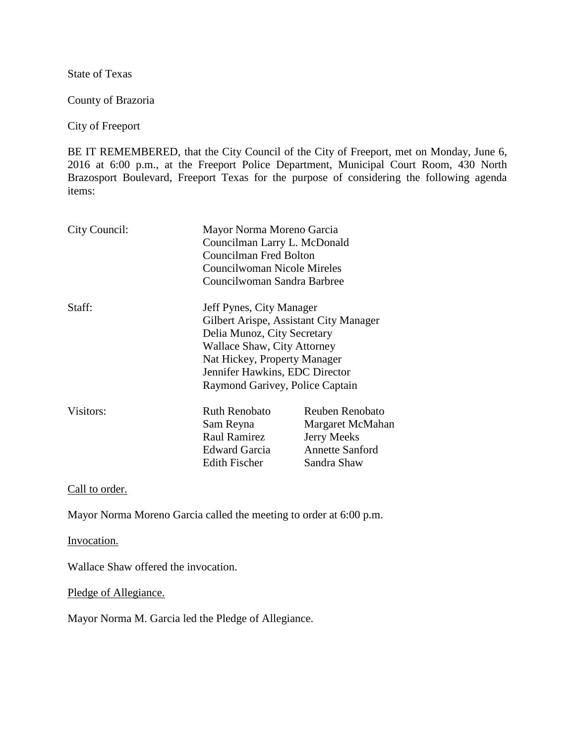State of Texas

County of Brazoria

City of Freeport

BE IT REMEMBERED, that the City Council of the City of Freeport, met on Monday, June 6, 2016 at 6:00 p.m., at the Freeport Police Department, Municipal Court Room, 430 North Brazosport Boulevard, Freeport Texas for the purpose of considering the following agenda items:

| | | |
|---|---|---|
| City Council: | Mayor Norma Moreno Garcia<br>Councilman Larry L. McDonald<br>Councilman Fred Bolton<br>Councilwoman Nicole Mireles<br>Councilwoman Sandra Barbree | |
| Staff: | Jeff Pynes, City Manager<br>Gilbert Arispe, Assistant City Manager<br>Delia Munoz, City Secretary<br>Wallace Shaw, City Attorney<br>Nat Hickey, Property Manager<br>Jennifer Hawkins, EDC Director<br>Raymond Garivey, Police Captain | |
| Visitors: | Ruth Renobato<br>Sam Reyna<br>Raul Ramirez<br>Edward Garcia<br>Edith Fischer | Reuben Renobato<br>Margaret McMahan<br>Jerry Meeks<br>Annette Sanford<br>Sandra Shaw |

<u>Call to order.</u>

Mayor Norma Moreno Garcia called the meeting to order at 6:00 p.m.

<u>Invocation.</u>

Wallace Shaw offered the invocation.

<u>Pledge of Allegiance.</u>

Mayor Norma M. Garcia led the Pledge of Allegiance.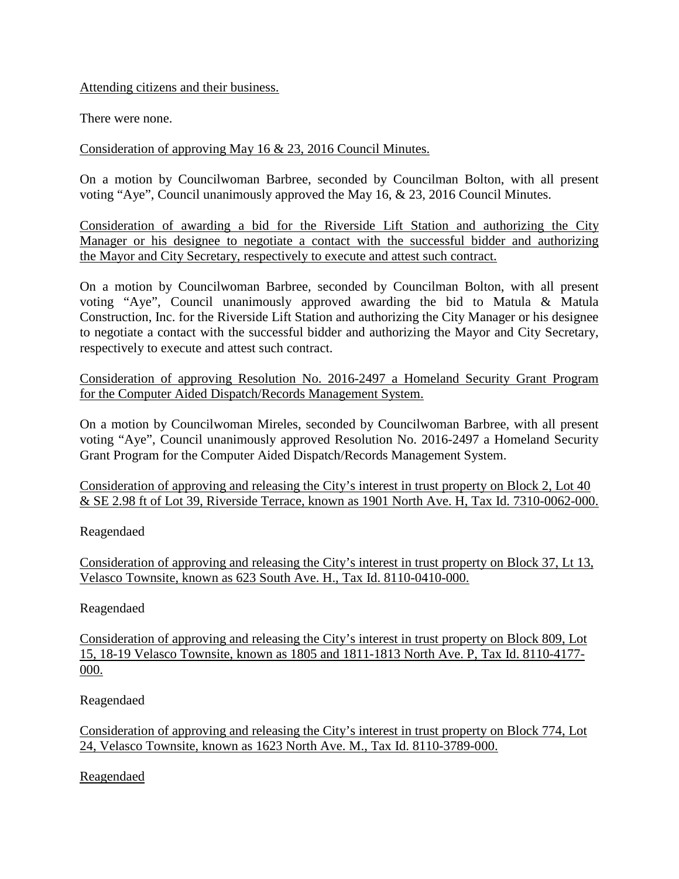Attending citizens and their business.

There were none.

Consideration of approving May 16 & 23, 2016 Council Minutes.

On a motion by Councilwoman Barbree, seconded by Councilman Bolton, with all present voting "Aye", Council unanimously approved the May 16, & 23, 2016 Council Minutes.

Consideration of awarding a bid for the Riverside Lift Station and authorizing the City Manager or his designee to negotiate a contact with the successful bidder and authorizing the Mayor and City Secretary, respectively to execute and attest such contract.

On a motion by Councilwoman Barbree, seconded by Councilman Bolton, with all present voting "Aye", Council unanimously approved awarding the bid to Matula & Matula Construction, Inc. for the Riverside Lift Station and authorizing the City Manager or his designee to negotiate a contact with the successful bidder and authorizing the Mayor and City Secretary, respectively to execute and attest such contract.

Consideration of approving Resolution No. 2016-2497 a Homeland Security Grant Program for the Computer Aided Dispatch/Records Management System.

On a motion by Councilwoman Mireles, seconded by Councilwoman Barbree, with all present voting "Aye", Council unanimously approved Resolution No. 2016-2497 a Homeland Security Grant Program for the Computer Aided Dispatch/Records Management System.

Consideration of approving and releasing the City's interest in trust property on Block 2, Lot 40 & SE 2.98 ft of Lot 39, Riverside Terrace, known as 1901 North Ave. H, Tax Id. 7310-0062-000.

Reagendaed

Consideration of approving and releasing the City's interest in trust property on Block 37, Lt 13, Velasco Townsite, known as 623 South Ave. H., Tax Id. 8110-0410-000.

Reagendaed

Consideration of approving and releasing the City's interest in trust property on Block 809, Lot 15, 18-19 Velasco Townsite, known as 1805 and 1811-1813 North Ave. P, Tax Id. 8110-4177-000.

Reagendaed

Consideration of approving and releasing the City's interest in trust property on Block 774, Lot 24, Velasco Townsite, known as 1623 North Ave. M., Tax Id. 8110-3789-000.

Reagendaed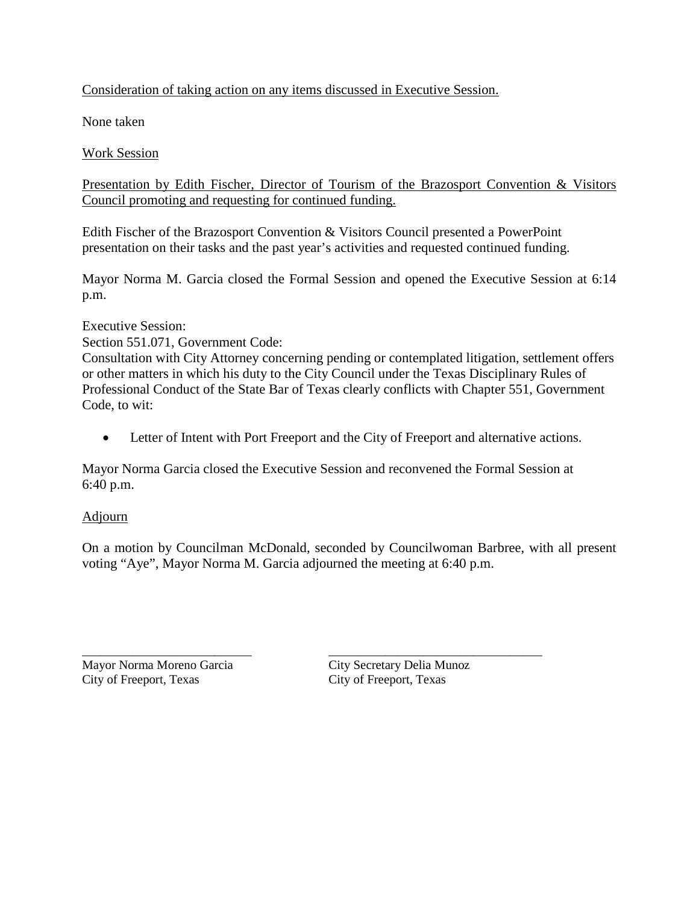Consideration of taking action on any items discussed in Executive Session.

None taken

Work Session

Presentation by Edith Fischer, Director of Tourism of the Brazosport Convention & Visitors Council promoting and requesting for continued funding.

Edith Fischer of the Brazosport Convention & Visitors Council presented a PowerPoint presentation on their tasks and the past year's activities and requested continued funding.

Mayor Norma M. Garcia closed the Formal Session and opened the Executive Session at 6:14 p.m.

Executive Session:
Section 551.071, Government Code:
Consultation with City Attorney concerning pending or contemplated litigation, settlement offers or other matters in which his duty to the City Council under the Texas Disciplinary Rules of Professional Conduct of the State Bar of Texas clearly conflicts with Chapter 551, Government Code, to wit:

- Letter of Intent with Port Freeport and the City of Freeport and alternative actions.

Mayor Norma Garcia closed the Executive Session and reconvened the Formal Session at 6:40 p.m.

Adjourn

On a motion by Councilman McDonald, seconded by Councilwoman Barbree, with all present voting "Aye", Mayor Norma M. Garcia adjourned the meeting at 6:40 p.m.

\_\_\_\_\_\_\_\_\_\_\_\_\_\_\_\_\_\_\_\_\_\_\_\_\_\_\_
Mayor Norma Moreno Garcia
City of Freeport, Texas

\_\_\_\_\_\_\_\_\_\_\_\_\_\_\_\_\_\_\_\_\_\_\_\_\_\_\_\_\_\_\_\_\_\_
City Secretary Delia Munoz
City of Freeport, Texas